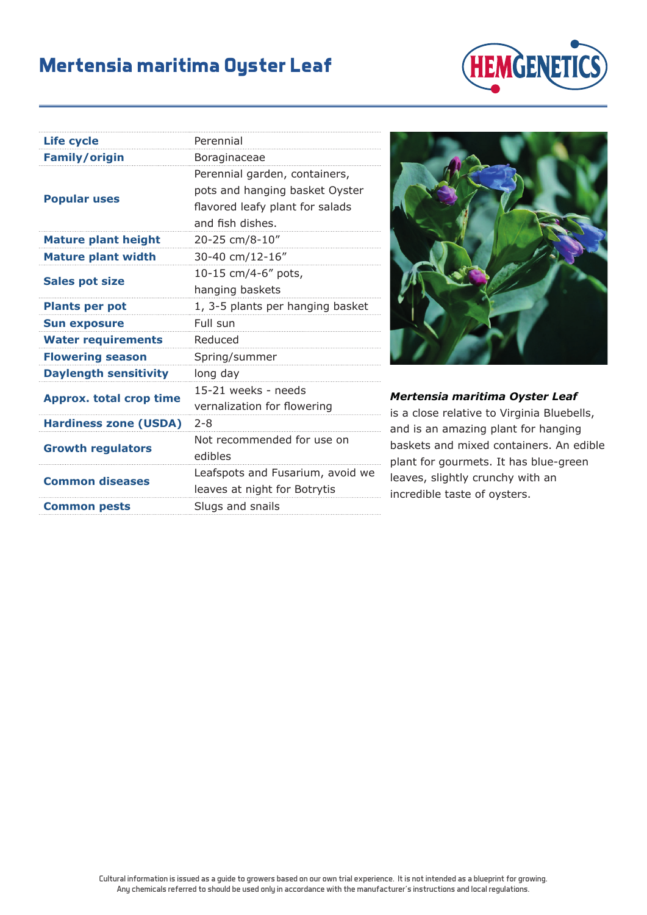# Mertensia maritima Oyster Leaf

| | |
|---|---|
| **Life cycle** | Perennial |
| **Family/origin** | Boraginaceae |
| **Popular uses** | Perennial garden, containers, pots and hanging basket Oyster flavored leafy plant for salads and fish dishes. |
| **Mature plant height** | 20-25 cm/8-10" |
| **Mature plant width** | 30-40 cm/12-16" |
| **Sales pot size** | 10-15 cm/4-6" pots, hanging baskets |
| **Plants per pot** | 1, 3-5 plants per hanging basket |
| **Sun exposure** | Full sun |
| **Water requirements** | Reduced |
| **Flowering season** | Spring/summer |
| **Daylength sensitivity** | long day |
| **Approx. total crop time** | 15-21 weeks - needs vernalization for flowering |
| **Hardiness zone (USDA)** | 2-8 |
| **Growth regulators** | Not recommended for use on edibles |
| **Common diseases** | Leafspots and Fusarium, avoid we leaves at night for Botrytis |
| **Common pests** | Slugs and snails |

***Mertensia maritima Oyster Leaf*** is a close relative to Virginia Bluebells, and is an amazing plant for hanging baskets and mixed containers. An edible plant for gourmets. It has blue-green leaves, slightly crunchy with an incredible taste of oysters.

Cultural information is issued as a guide to growers based on our own trial experience. It is not intended as a blueprint for growing. Any chemicals referred to should be used only in accordance with the manufacturer's instructions and local regulations.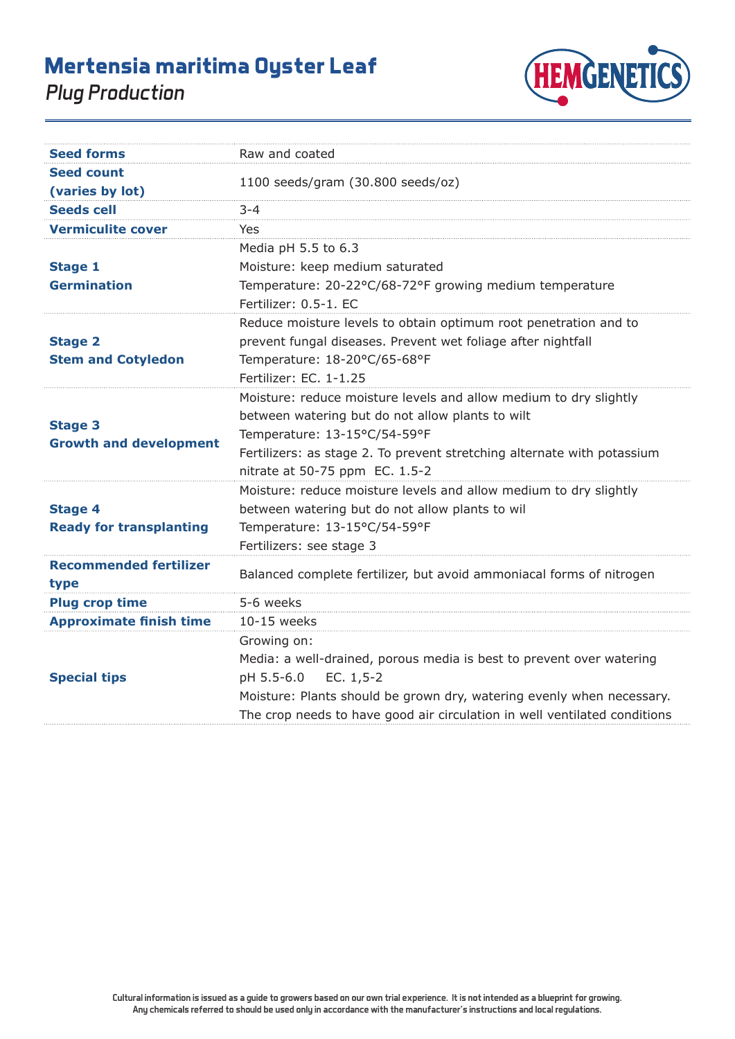# Mertensia maritima Oyster Leaf

## *Plug Production*

HEMGENETICS

| | |
|---|---|
| **Seed forms** | Raw and coated |
| **Seed count (varies by lot)** | 1100 seeds/gram (30.800 seeds/oz) |
| **Seeds cell** | 3-4 |
| **Vermiculite cover** | Yes |
| **Stage 1 Germination** | Media pH 5.5 to 6.3<br>Moisture: keep medium saturated<br>Temperature: 20-22°C/68-72°F growing medium temperature<br>Fertilizer: 0.5-1. EC |
| **Stage 2 Stem and Cotyledon** | Reduce moisture levels to obtain optimum root penetration and to prevent fungal diseases. Prevent wet foliage after nightfall<br>Temperature: 18-20°C/65-68°F<br>Fertilizer: EC. 1-1.25 |
| **Stage 3 Growth and development** | Moisture: reduce moisture levels and allow medium to dry slightly between watering but do not allow plants to wilt<br>Temperature: 13-15°C/54-59°F<br>Fertilizers: as stage 2. To prevent stretching alternate with potassium nitrate at 50-75 ppm EC. 1.5-2 |
| **Stage 4 Ready for transplanting** | Moisture: reduce moisture levels and allow medium to dry slightly between watering but do not allow plants to wil<br>Temperature: 13-15°C/54-59°F<br>Fertilizers: see stage 3 |
| **Recommended fertilizer type** | Balanced complete fertilizer, but avoid ammoniacal forms of nitrogen |
| **Plug crop time** | 5-6 weeks |
| **Approximate finish time** | 10-15 weeks |
| **Special tips** | Growing on:<br>Media: a well-drained, porous media is best to prevent over watering<br>pH 5.5-6.0 EC. 1,5-2<br>Moisture: Plants should be grown dry, watering evenly when necessary.<br>The crop needs to have good air circulation in well ventilated conditions |

Cultural information is issued as a guide to growers based on our own trial experience. It is not intended as a blueprint for growing.
Any chemicals referred to should be used only in accordance with the manufacturer's instructions and local regulations.